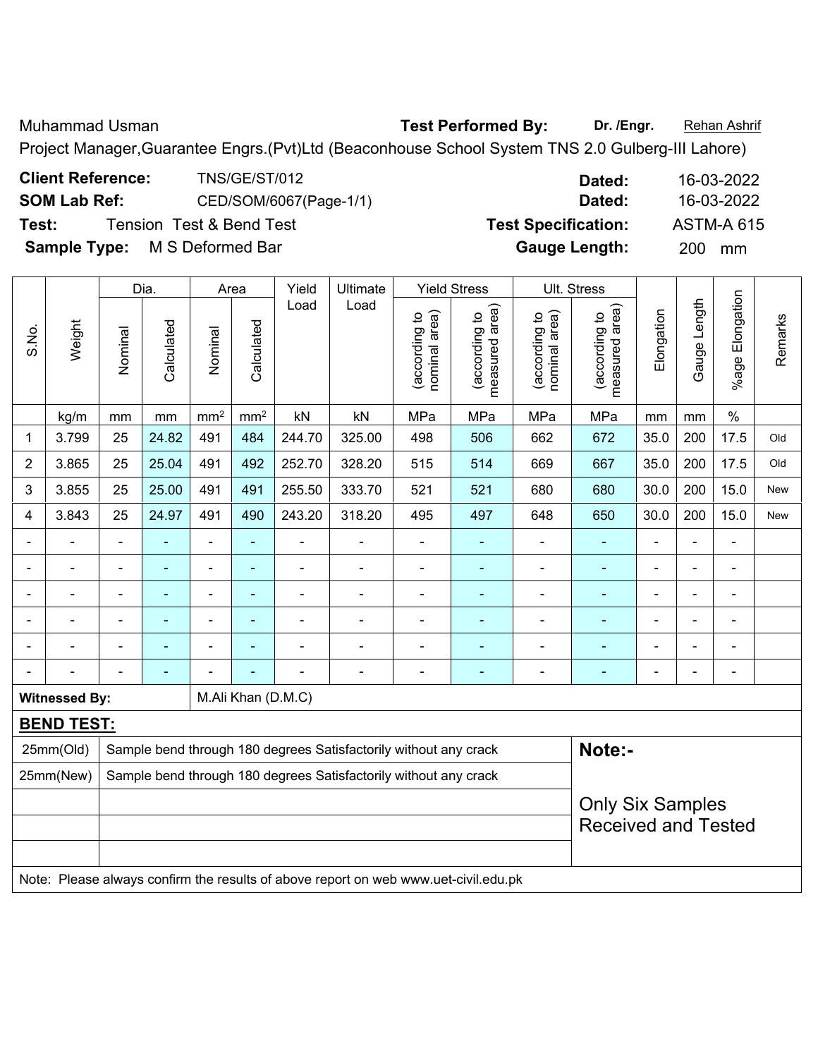Muhammad Usman **Test Performed By:** **Dr. /Engr.** Rehan Ashrif

Project Manager,Guarantee Engrs.(Pvt)Ltd (Beaconhouse School System TNS 2.0 Gulberg-III Lahore)

**Client Reference:** TNS/GE/ST/012 **Dated:** 16-03-2022

**SOM Lab Ref:** CED/SOM/6067(Page-1/1) **Dated:** 16-03-2022

**Test:** Tension Test & Bend Test **Test Specification:** ASTM-A 615

**Sample Type:** M S Deformed Bar **Gauge Length:** 200 mm

| S.No. | Weight | Dia. | | Area | | Yield Load | Ultimate Load | Yield Stress | | Ult. Stress | | Elongation | Gauge Length | %age Elongation | Remarks |
|---|---|---|---|---|---|---|---|---|---|---|---|---|---|---|---|
| | | Nominal | Calculated | Nominal | Calculated | | | (according to nominal area) | (according to measured area) | (according to nominal area) | (according to measured area) | | | | |
| | kg/m | mm | mm | mm² | mm² | kN | kN | MPa | MPa | MPa | MPa | mm | mm | % | |
| 1 | 3.799 | 25 | 24.82 | 491 | 484 | 244.70 | 325.00 | 498 | 506 | 662 | 672 | 35.0 | 200 | 17.5 | Old |
| 2 | 3.865 | 25 | 25.04 | 491 | 492 | 252.70 | 328.20 | 515 | 514 | 669 | 667 | 35.0 | 200 | 17.5 | Old |
| 3 | 3.855 | 25 | 25.00 | 491 | 491 | 255.50 | 333.70 | 521 | 521 | 680 | 680 | 30.0 | 200 | 15.0 | New |
| 4 | 3.843 | 25 | 24.97 | 491 | 490 | 243.20 | 318.20 | 495 | 497 | 648 | 650 | 30.0 | 200 | 15.0 | New |
| - | - | - | - | - | - | - | - | - | - | - | - | - | - | - | |
| - | - | - | - | - | - | - | - | - | - | - | - | - | - | - | |
| - | - | - | - | - | - | - | - | - | - | - | - | - | - | - | |
| - | - | - | - | - | - | - | - | - | - | - | - | - | - | - | |
| - | - | - | - | - | - | - | - | - | - | - | - | - | - | - | |
| - | - | - | - | - | - | - | - | - | - | - | - | - | - | - | |

**Witnessed By:** M.Ali Khan (D.M.C)

**BEND TEST:**

| | | |
|---|---|---|
| 25mm(Old) | Sample bend through 180 degrees Satisfactorily without any crack | **Note:-** |
| 25mm(New) | Sample bend through 180 degrees Satisfactorily without any crack | Only Six Samples Received and Tested |
| | | |
| | | |
| | | |

Note: Please always confirm the results of above report on web www.uet-civil.edu.pk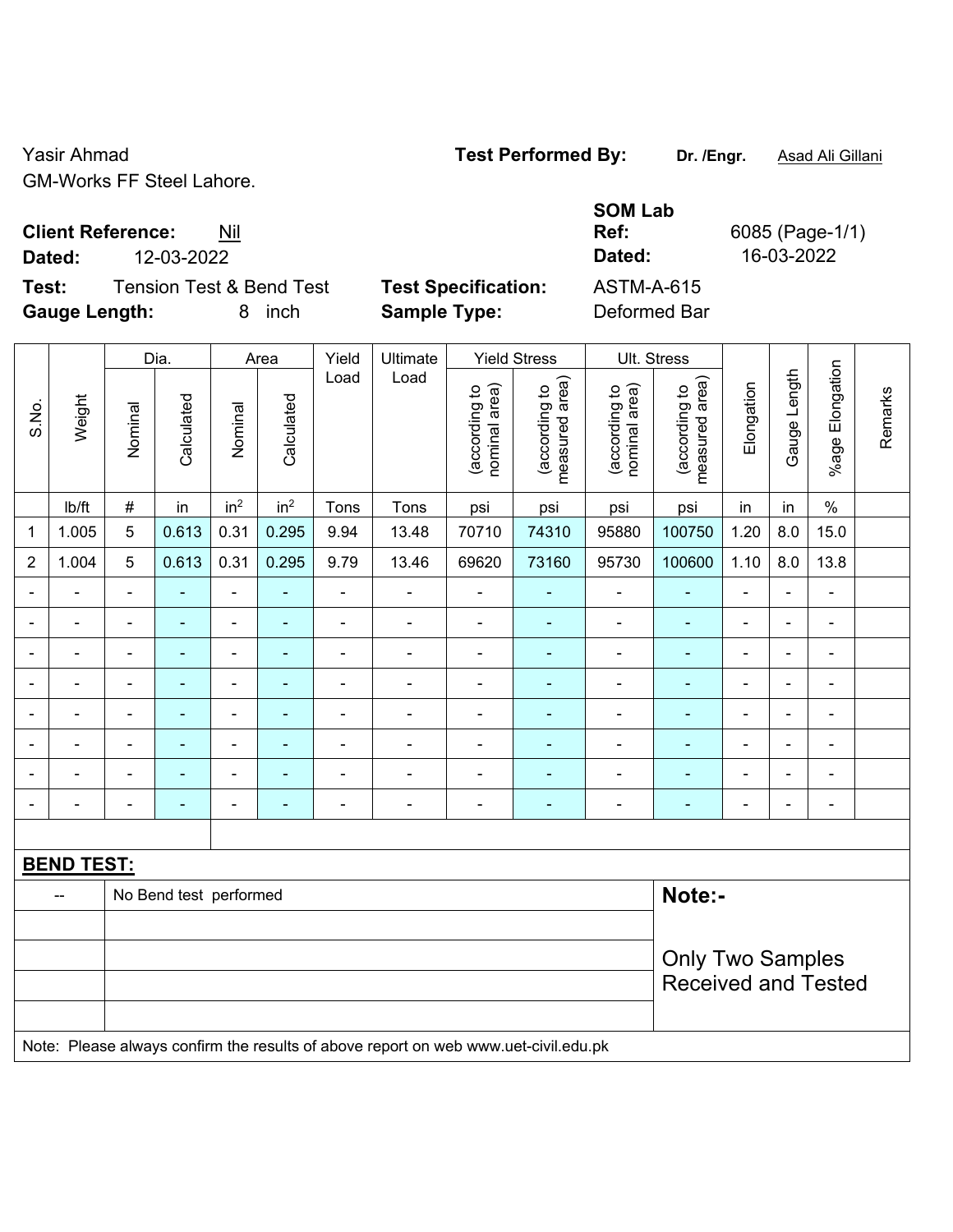Yasir Ahmad
GM-Works FF Steel Lahore.

**Test Performed By:** **Dr. /Engr.** Asad Ali Gillani

**Client Reference:** Nil
**Dated:** 12-03-2022

**SOM Lab Ref:** 6085 (Page-1/1)
**Dated:** 16-03-2022

**Test:** Tension Test & Bend Test
**Gauge Length:** 8 inch

**Test Specification:** ASTM-A-615
**Sample Type:** Deformed Bar

| S.No. | Weight | Dia. | | Area | | Yield Load | Ultimate Load | Yield Stress | | Ult. Stress | | Elongation | Gauge Length | %age Elongation | Remarks |
|---|---|---|---|---|---|---|---|---|---|---|---|---|---|---|---|
| | | Nominal | Calculated | Nominal | Calculated | | | (according to nominal area) | (according to measured area) | (according to nominal area) | (according to measured area) | | | | |
| | lb/ft | # | in | $in^2$ | $in^2$ | Tons | Tons | psi | psi | psi | psi | in | in | % | |
| 1 | 1.005 | 5 | 0.613 | 0.31 | 0.295 | 9.94 | 13.48 | 70710 | 74310 | 95880 | 100750 | 1.20 | 8.0 | 15.0 | |
| 2 | 1.004 | 5 | 0.613 | 0.31 | 0.295 | 9.79 | 13.46 | 69620 | 73160 | 95730 | 100600 | 1.10 | 8.0 | 13.8 | |
| - | - | - | - | - | - | - | - | - | - | - | - | - | - | - | |
| - | - | - | - | - | - | - | - | - | - | - | - | - | - | - | |
| - | - | - | - | - | - | - | - | - | - | - | - | - | - | - | |
| - | - | - | - | - | - | - | - | - | - | - | - | - | - | - | |
| - | - | - | - | - | - | - | - | - | - | - | - | - | - | - | |
| - | - | - | - | - | - | - | - | - | - | - | - | - | - | - | |
| - | - | - | - | - | - | - | - | - | - | - | - | - | - | - | |
| - | - | - | - | - | - | - | - | - | - | - | - | - | - | - | |

**BEND TEST:**

| -- | No Bend test performed |
|---|---|

**Note:-**

Only Two Samples Received and Tested

Note: Please always confirm the results of above report on web www.uet-civil.edu.pk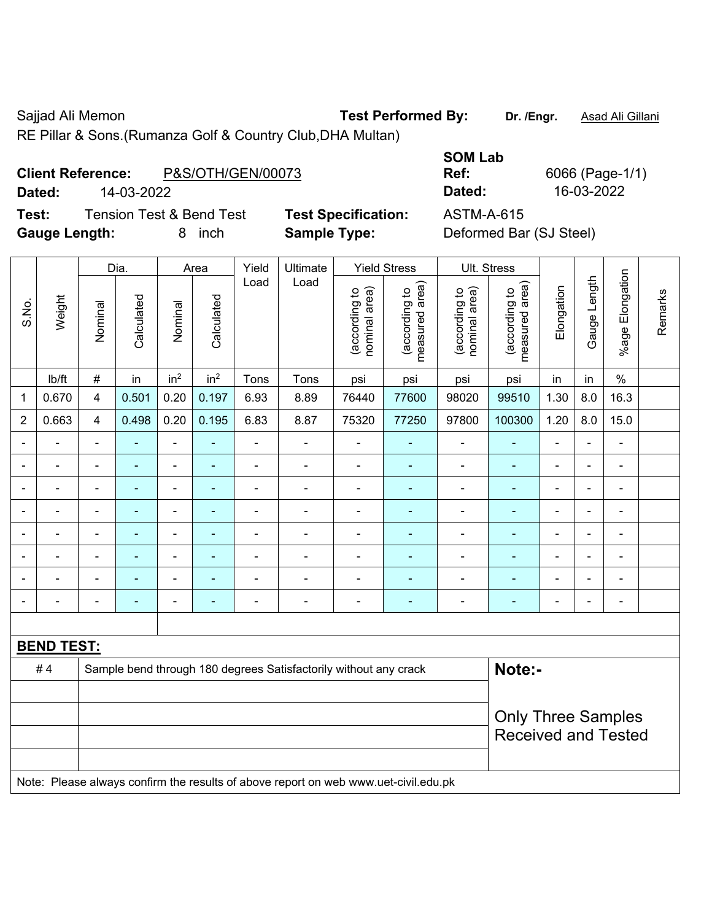Sajjad Ali Memon

**Test Performed By:** **Dr. /Engr.** Asad Ali Gillani

RE Pillar & Sons.(Rumanza Golf & Country Club,DHA Multan)

**Client Reference:** P&S/OTH/GEN/00073

**Dated:** 14-03-2022

**SOM Lab Ref:** 6066 (Page-1/1)

**Dated:** 16-03-2022

**Test:** Tension Test & Bend Test

**Test Specification:** ASTM-A-615

**Gauge Length:** 8 inch

**Sample Type:** Deformed Bar (SJ Steel)

| S.No. | Weight | Dia. | | Area | | Yield Load | Ultimate Load | Yield Stress | | Ult. Stress | | Elongation | Gauge Length | %age Elongation | Remarks |
|---|---|---|---|---|---|---|---|---|---|---|---|---|---|---|---|
| | | Nominal | Calculated | Nominal | Calculated | | | (according to nominal area) | (according to measured area) | (according to nominal area) | (according to measured area) | | | | |
| | lb/ft | # | in | $in^2$ | $in^2$ | Tons | Tons | psi | psi | psi | psi | in | in | % | |
| 1 | 0.670 | 4 | 0.501 | 0.20 | 0.197 | 6.93 | 8.89 | 76440 | 77600 | 98020 | 99510 | 1.30 | 8.0 | 16.3 | |
| 2 | 0.663 | 4 | 0.498 | 0.20 | 0.195 | 6.83 | 8.87 | 75320 | 77250 | 97800 | 100300 | 1.20 | 8.0 | 15.0 | |
| - | - | - | - | - | - | - | - | - | - | - | - | - | - | - | |
| - | - | - | - | - | - | - | - | - | - | - | - | - | - | - | |
| - | - | - | - | - | - | - | - | - | - | - | - | - | - | - | |
| - | - | - | - | - | - | - | - | - | - | - | - | - | - | - | |
| - | - | - | - | - | - | - | - | - | - | - | - | - | - | - | |
| - | - | - | - | - | - | - | - | - | - | - | - | - | - | - | |
| - | - | - | - | - | - | - | - | - | - | - | - | - | - | - | |
| - | - | - | - | - | - | - | - | - | - | - | - | - | - | - | |

**BEND TEST:**

| | | |
|---|---|---|
| # 4 | Sample bend through 180 degrees Satisfactorily without any crack | **Note:-** Only Three Samples Received and Tested |

Note: Please always confirm the results of above report on web www.uet-civil.edu.pk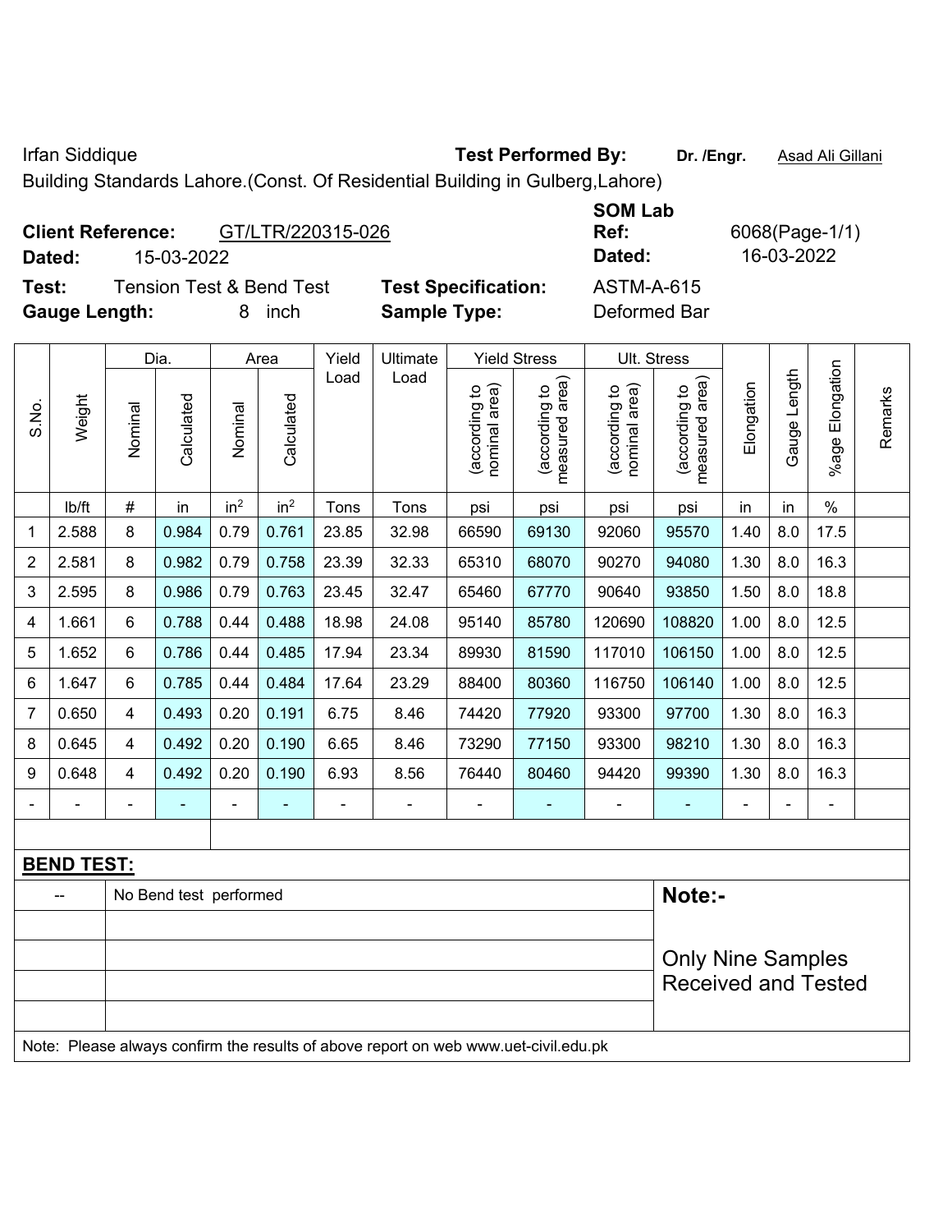Irfan Siddique **Test Performed By:** **Dr. /Engr.** Asad Ali Gillani

Building Standards Lahore.(Const. Of Residential Building in Gulberg,Lahore)

**Client Reference:** GT/LTR/220315-026 **SOM Lab Ref:** 6068(Page-1/1)

**Dated:** 15-03-2022 **Dated:** 16-03-2022

**Test:** Tension Test & Bend Test **Test Specification:** ASTM-A-615

**Gauge Length:** 8 inch **Sample Type:** Deformed Bar

| S.No. | Weight | Dia. | | Area | | Yield Load | Ultimate Load | Yield Stress | | Ult. Stress | | Elongation | Gauge Length | %age Elongation | Remarks |
|---|---|---|---|---|---|---|---|---|---|---|---|---|---|---|---|
| | | Nominal | Calculated | Nominal | Calculated | | | (according to nominal area) | (according to measured area) | (according to nominal area) | (according to measured area) | | | | |
| | lb/ft | # | in | $in^2$ | $in^2$ | Tons | Tons | psi | psi | psi | psi | in | in | % | |
| 1 | 2.588 | 8 | 0.984 | 0.79 | 0.761 | 23.85 | 32.98 | 66590 | 69130 | 92060 | 95570 | 1.40 | 8.0 | 17.5 | |
| 2 | 2.581 | 8 | 0.982 | 0.79 | 0.758 | 23.39 | 32.33 | 65310 | 68070 | 90270 | 94080 | 1.30 | 8.0 | 16.3 | |
| 3 | 2.595 | 8 | 0.986 | 0.79 | 0.763 | 23.45 | 32.47 | 65460 | 67770 | 90640 | 93850 | 1.50 | 8.0 | 18.8 | |
| 4 | 1.661 | 6 | 0.788 | 0.44 | 0.488 | 18.98 | 24.08 | 95140 | 85780 | 120690 | 108820 | 1.00 | 8.0 | 12.5 | |
| 5 | 1.652 | 6 | 0.786 | 0.44 | 0.485 | 17.94 | 23.34 | 89930 | 81590 | 117010 | 106150 | 1.00 | 8.0 | 12.5 | |
| 6 | 1.647 | 6 | 0.785 | 0.44 | 0.484 | 17.64 | 23.29 | 88400 | 80360 | 116750 | 106140 | 1.00 | 8.0 | 12.5 | |
| 7 | 0.650 | 4 | 0.493 | 0.20 | 0.191 | 6.75 | 8.46 | 74420 | 77920 | 93300 | 97700 | 1.30 | 8.0 | 16.3 | |
| 8 | 0.645 | 4 | 0.492 | 0.20 | 0.190 | 6.65 | 8.46 | 73290 | 77150 | 93300 | 98210 | 1.30 | 8.0 | 16.3 | |
| 9 | 0.648 | 4 | 0.492 | 0.20 | 0.190 | 6.93 | 8.56 | 76440 | 80460 | 94420 | 99390 | 1.30 | 8.0 | 16.3 | |
| - | - | - | - | - | - | - | - | - | - | - | - | - | - | - | |

**BEND TEST:**

| -- | No Bend test performed |
|---|---|

**Note:-**

Only Nine Samples Received and Tested

Note: Please always confirm the results of above report on web www.uet-civil.edu.pk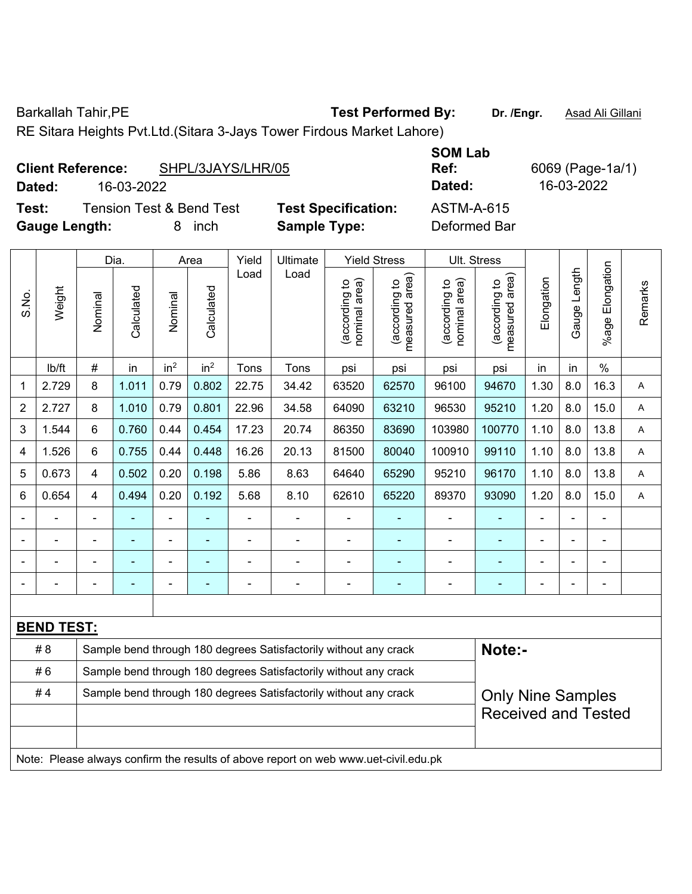Barkallah Tahir,PE **Test Performed By:** **Dr. /Engr.** Asad Ali Gillani

RE Sitara Heights Pvt.Ltd.(Sitara 3-Jays Tower Firdous Market Lahore)

**Client Reference:** SHPL/3JAYS/LHR/05 **SOM Lab Ref:** 6069 (Page-1a/1)

**Dated:** 16-03-2022 **Dated:** 16-03-2022

**Test:** Tension Test & Bend Test **Test Specification:** ASTM-A-615

**Gauge Length:** 8 inch **Sample Type:** Deformed Bar

| S.No. | Weight | Dia. | | Area | | Yield Load | Ultimate Load | Yield Stress | | Ult. Stress | | Elongation | Gauge Length | %age Elongation | Remarks |
|---|---|---|---|---|---|---|---|---|---|---|---|---|---|---|---|
| | | Nominal | Calculated | Nominal | Calculated | | | (according to nominal area) | (according to measured area) | (according to nominal area) | (according to measured area) | | | | |
| | lb/ft | # | in | $in^2$ | $in^2$ | Tons | Tons | psi | psi | psi | psi | in | in | % | |
| 1 | 2.729 | 8 | 1.011 | 0.79 | 0.802 | 22.75 | 34.42 | 63520 | 62570 | 96100 | 94670 | 1.30 | 8.0 | 16.3 | A |
| 2 | 2.727 | 8 | 1.010 | 0.79 | 0.801 | 22.96 | 34.58 | 64090 | 63210 | 96530 | 95210 | 1.20 | 8.0 | 15.0 | A |
| 3 | 1.544 | 6 | 0.760 | 0.44 | 0.454 | 17.23 | 20.74 | 86350 | 83690 | 103980 | 100770 | 1.10 | 8.0 | 13.8 | A |
| 4 | 1.526 | 6 | 0.755 | 0.44 | 0.448 | 16.26 | 20.13 | 81500 | 80040 | 100910 | 99110 | 1.10 | 8.0 | 13.8 | A |
| 5 | 0.673 | 4 | 0.502 | 0.20 | 0.198 | 5.86 | 8.63 | 64640 | 65290 | 95210 | 96170 | 1.10 | 8.0 | 13.8 | A |
| 6 | 0.654 | 4 | 0.494 | 0.20 | 0.192 | 5.68 | 8.10 | 62610 | 65220 | 89370 | 93090 | 1.20 | 8.0 | 15.0 | A |
| - | - | - | - | - | - | - | - | - | - | - | - | - | - | - | |
| - | - | - | - | - | - | - | - | - | - | - | - | - | - | - | |
| - | - | - | - | - | - | - | - | - | - | - | - | - | - | - | |
| - | - | - | - | - | - | - | - | - | - | - | - | - | - | - | |

**BEND TEST:**

| | | |
|---|---|---|
| # 8 | Sample bend through 180 degrees Satisfactorily without any crack | **Note:-** |
| # 6 | Sample bend through 180 degrees Satisfactorily without any crack | |
| # 4 | Sample bend through 180 degrees Satisfactorily without any crack | Only Nine Samples Received and Tested |

Note: Please always confirm the results of above report on web www.uet-civil.edu.pk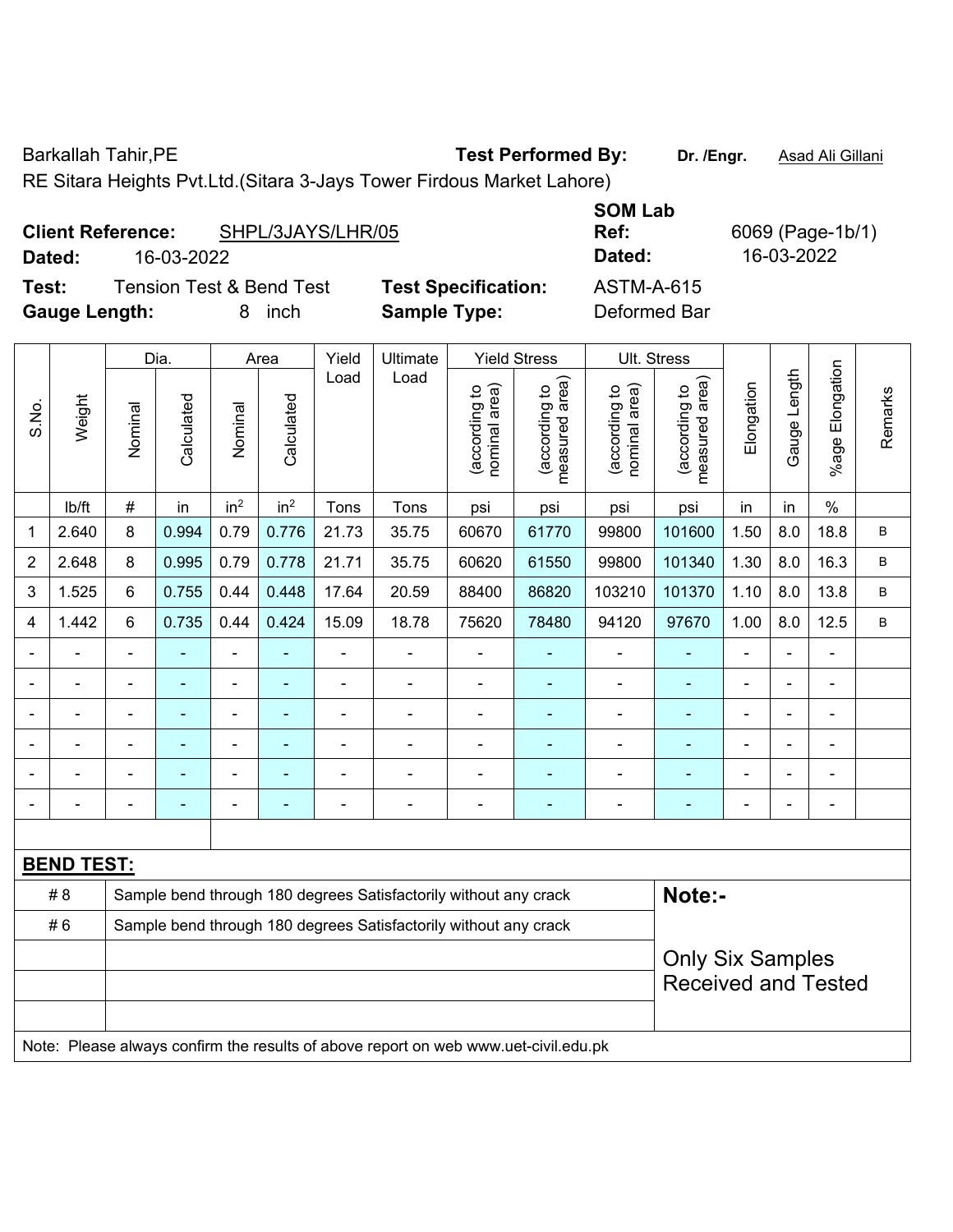Barkallah Tahir,PE **Test Performed By:** **Dr. /Engr.** Asad Ali Gillani

RE Sitara Heights Pvt.Ltd.(Sitara 3-Jays Tower Firdous Market Lahore)

**Client Reference:** SHPL/3JAYS/LHR/05 **SOM Lab Ref:** 6069 (Page-1b/1)

**Dated:** 16-03-2022 **Dated:** 16-03-2022

**Test:** Tension Test & Bend Test **Test Specification:** ASTM-A-615

**Gauge Length:** 8 inch **Sample Type:** Deformed Bar

| S.No. | Weight | Dia. | | Area | | Yield Load | Ultimate Load | Yield Stress | | Ult. Stress | | Elongation | Gauge Length | %age Elongation | Remarks |
|---|---|---|---|---|---|---|---|---|---|---|---|---|---|---|---|
| | | Nominal | Calculated | Nominal | Calculated | | | (according to nominal area) | (according to measured area) | (according to nominal area) | (according to measured area) | | | | |
| | lb/ft | # | in | in² | in² | Tons | Tons | psi | psi | psi | psi | in | in | % | |
| 1 | 2.640 | 8 | 0.994 | 0.79 | 0.776 | 21.73 | 35.75 | 60670 | 61770 | 99800 | 101600 | 1.50 | 8.0 | 18.8 | B |
| 2 | 2.648 | 8 | 0.995 | 0.79 | 0.778 | 21.71 | 35.75 | 60620 | 61550 | 99800 | 101340 | 1.30 | 8.0 | 16.3 | B |
| 3 | 1.525 | 6 | 0.755 | 0.44 | 0.448 | 17.64 | 20.59 | 88400 | 86820 | 103210 | 101370 | 1.10 | 8.0 | 13.8 | B |
| 4 | 1.442 | 6 | 0.735 | 0.44 | 0.424 | 15.09 | 18.78 | 75620 | 78480 | 94120 | 97670 | 1.00 | 8.0 | 12.5 | B |
| - | - | - | - | - | - | - | - | - | - | - | - | - | - | - | |
| - | - | - | - | - | - | - | - | - | - | - | - | - | - | - | |
| - | - | - | - | - | - | - | - | - | - | - | - | - | - | - | |
| - | - | - | - | - | - | - | - | - | - | - | - | - | - | - | |
| - | - | - | - | - | - | - | - | - | - | - | - | - | - | - | |
| - | - | - | - | - | - | - | - | - | - | - | - | - | - | - | |

**BEND TEST:**

| | | |
|---|---|---|
| # 8 | Sample bend through 180 degrees Satisfactorily without any crack | **Note:-** |
| # 6 | Sample bend through 180 degrees Satisfactorily without any crack | Only Six Samples Received and Tested |

Note: Please always confirm the results of above report on web www.uet-civil.edu.pk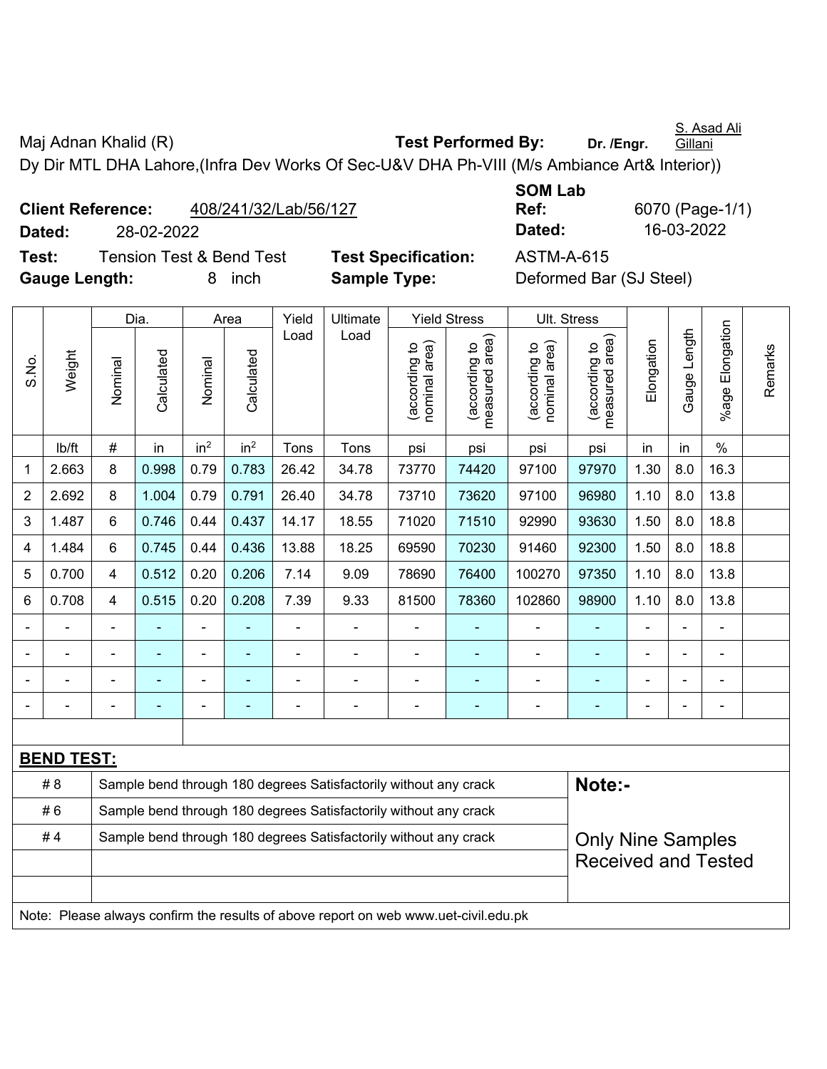S. Asad Ali Gillani

Maj Adnan Khalid (R) **Test Performed By:** **Dr. /Engr.** S. Asad Ali Gillani

Dy Dir MTL DHA Lahore,(Infra Dev Works Of Sec-U&V DHA Ph-VIII (M/s Ambiance Art& Interior))

**Client Reference:** 408/241/32/Lab/56/127 **SOM Lab Ref:** 6070 (Page-1/1)

**Dated:** 28-02-2022 **Dated:** 16-03-2022

**Test:** Tension Test & Bend Test **Test Specification:** ASTM-A-615

**Gauge Length:** 8 inch **Sample Type:** Deformed Bar (SJ Steel)

| S.No. | Weight | Dia. | | Area | | Yield Load | Ultimate Load | Yield Stress | | Ult. Stress | | Elongation | Gauge Length | %age Elongation | Remarks |
|---|---|---|---|---|---|---|---|---|---|---|---|---|---|---|---|
| | | Nominal | Calculated | Nominal | Calculated | | | (according to nominal area) | (according to measured area) | (according to nominal area) | (according to measured area) | | | | |
| | lb/ft | # | in | $in^2$ | $in^2$ | Tons | Tons | psi | psi | psi | psi | in | in | % | |
| 1 | 2.663 | 8 | 0.998 | 0.79 | 0.783 | 26.42 | 34.78 | 73770 | 74420 | 97100 | 97970 | 1.30 | 8.0 | 16.3 | |
| 2 | 2.692 | 8 | 1.004 | 0.79 | 0.791 | 26.40 | 34.78 | 73710 | 73620 | 97100 | 96980 | 1.10 | 8.0 | 13.8 | |
| 3 | 1.487 | 6 | 0.746 | 0.44 | 0.437 | 14.17 | 18.55 | 71020 | 71510 | 92990 | 93630 | 1.50 | 8.0 | 18.8 | |
| 4 | 1.484 | 6 | 0.745 | 0.44 | 0.436 | 13.88 | 18.25 | 69590 | 70230 | 91460 | 92300 | 1.50 | 8.0 | 18.8 | |
| 5 | 0.700 | 4 | 0.512 | 0.20 | 0.206 | 7.14 | 9.09 | 78690 | 76400 | 100270 | 97350 | 1.10 | 8.0 | 13.8 | |
| 6 | 0.708 | 4 | 0.515 | 0.20 | 0.208 | 7.39 | 9.33 | 81500 | 78360 | 102860 | 98900 | 1.10 | 8.0 | 13.8 | |
| - | - | - | - | - | - | - | - | - | - | - | - | - | - | - | |
| - | - | - | - | - | - | - | - | - | - | - | - | - | - | - | |
| - | - | - | - | - | - | - | - | - | - | - | - | - | - | - | |
| - | - | - | - | - | - | - | - | - | - | - | - | - | - | - | |

**BEND TEST:**

| | | |
|---|---|---|
| # 8 | Sample bend through 180 degrees Satisfactorily without any crack | **Note:-** |
| # 6 | Sample bend through 180 degrees Satisfactorily without any crack | |
| # 4 | Sample bend through 180 degrees Satisfactorily without any crack | Only Nine Samples Received and Tested |

Note: Please always confirm the results of above report on web www.uet-civil.edu.pk